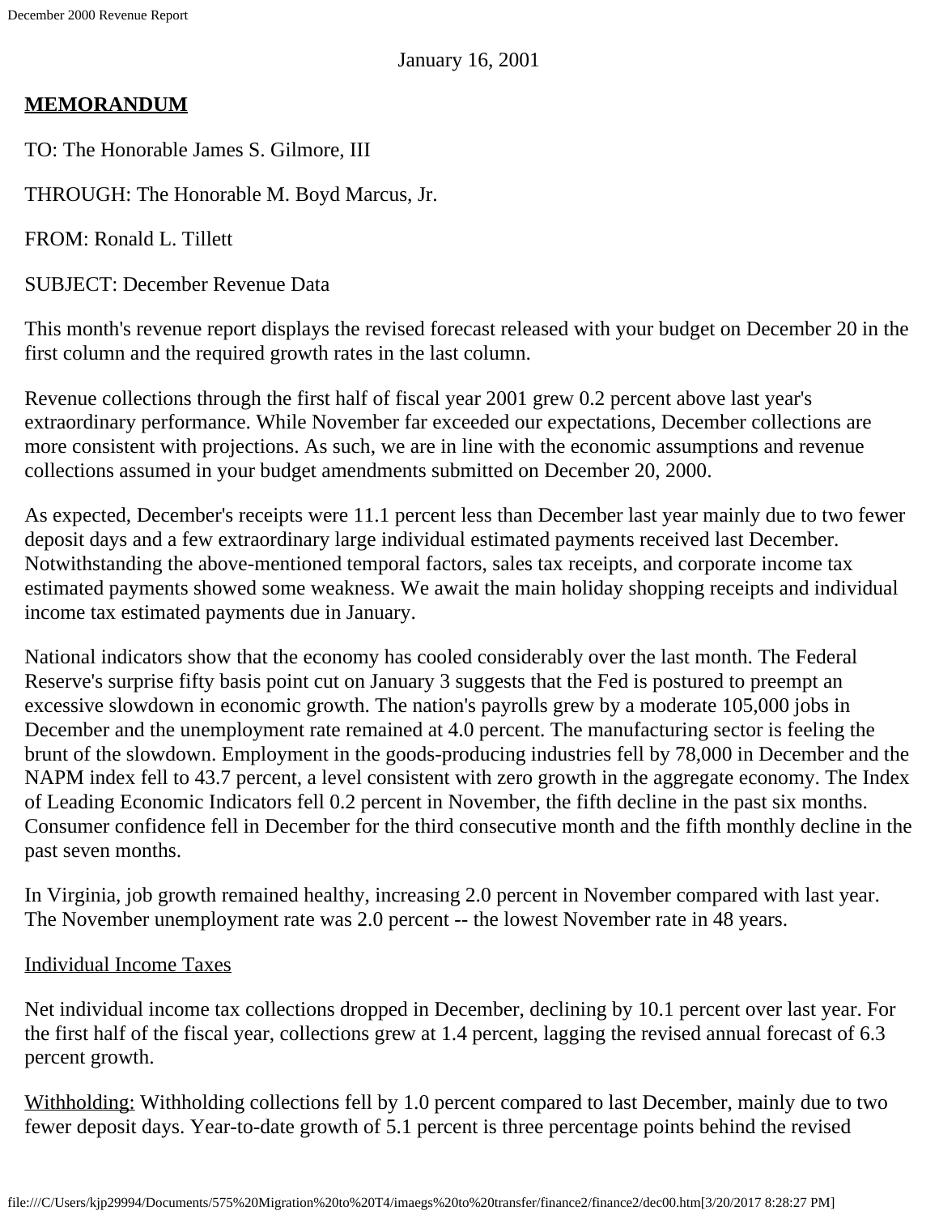January 16, 2001

**MEMORANDUM**

TO: The Honorable James S. Gilmore, III

THROUGH: The Honorable M. Boyd Marcus, Jr.

FROM: Ronald L. Tillett

SUBJECT: December Revenue Data

This month's revenue report displays the revised forecast released with your budget on December 20 in the first column and the required growth rates in the last column.

Revenue collections through the first half of fiscal year 2001 grew 0.2 percent above last year's extraordinary performance. While November far exceeded our expectations, December collections are more consistent with projections. As such, we are in line with the economic assumptions and revenue collections assumed in your budget amendments submitted on December 20, 2000.

As expected, December's receipts were 11.1 percent less than December last year mainly due to two fewer deposit days and a few extraordinary large individual estimated payments received last December. Notwithstanding the above-mentioned temporal factors, sales tax receipts, and corporate income tax estimated payments showed some weakness. We await the main holiday shopping receipts and individual income tax estimated payments due in January.

National indicators show that the economy has cooled considerably over the last month. The Federal Reserve's surprise fifty basis point cut on January 3 suggests that the Fed is postured to preempt an excessive slowdown in economic growth. The nation's payrolls grew by a moderate 105,000 jobs in December and the unemployment rate remained at 4.0 percent. The manufacturing sector is feeling the brunt of the slowdown. Employment in the goods-producing industries fell by 78,000 in December and the NAPM index fell to 43.7 percent, a level consistent with zero growth in the aggregate economy. The Index of Leading Economic Indicators fell 0.2 percent in November, the fifth decline in the past six months. Consumer confidence fell in December for the third consecutive month and the fifth monthly decline in the past seven months.

In Virginia, job growth remained healthy, increasing 2.0 percent in November compared with last year. The November unemployment rate was 2.0 percent -- the lowest November rate in 48 years.

Individual Income Taxes

Net individual income tax collections dropped in December, declining by 10.1 percent over last year. For the first half of the fiscal year, collections grew at 1.4 percent, lagging the revised annual forecast of 6.3 percent growth.

Withholding: Withholding collections fell by 1.0 percent compared to last December, mainly due to two fewer deposit days. Year-to-date growth of 5.1 percent is three percentage points behind the revised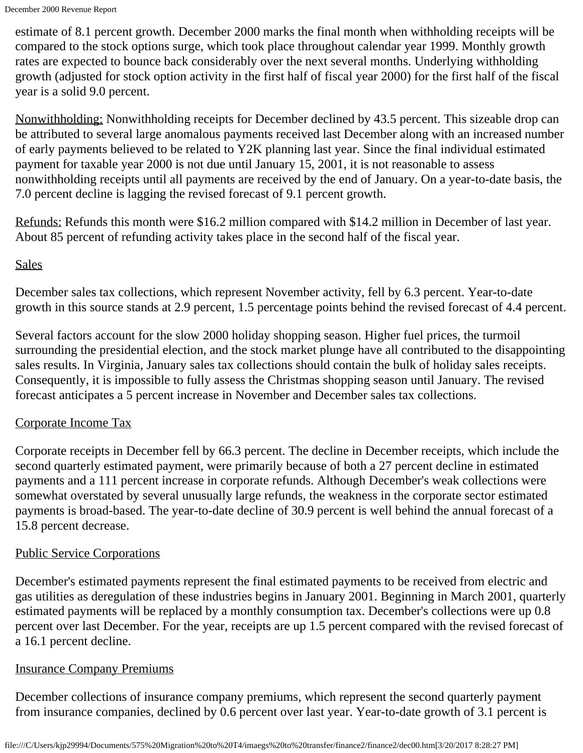estimate of 8.1 percent growth. December 2000 marks the final month when withholding receipts will be compared to the stock options surge, which took place throughout calendar year 1999. Monthly growth rates are expected to bounce back considerably over the next several months. Underlying withholding growth (adjusted for stock option activity in the first half of fiscal year 2000) for the first half of the fiscal year is a solid 9.0 percent.

Nonwithholding: Nonwithholding receipts for December declined by 43.5 percent. This sizeable drop can be attributed to several large anomalous payments received last December along with an increased number of early payments believed to be related to Y2K planning last year. Since the final individual estimated payment for taxable year 2000 is not due until January 15, 2001, it is not reasonable to assess nonwithholding receipts until all payments are received by the end of January. On a year-to-date basis, the 7.0 percent decline is lagging the revised forecast of 9.1 percent growth.

Refunds: Refunds this month were $16.2 million compared with $14.2 million in December of last year. About 85 percent of refunding activity takes place in the second half of the fiscal year.

## Sales

December sales tax collections, which represent November activity, fell by 6.3 percent. Year-to-date growth in this source stands at 2.9 percent, 1.5 percentage points behind the revised forecast of 4.4 percent.

Several factors account for the slow 2000 holiday shopping season. Higher fuel prices, the turmoil surrounding the presidential election, and the stock market plunge have all contributed to the disappointing sales results. In Virginia, January sales tax collections should contain the bulk of holiday sales receipts. Consequently, it is impossible to fully assess the Christmas shopping season until January. The revised forecast anticipates a 5 percent increase in November and December sales tax collections.

## Corporate Income Tax

Corporate receipts in December fell by 66.3 percent. The decline in December receipts, which include the second quarterly estimated payment, were primarily because of both a 27 percent decline in estimated payments and a 111 percent increase in corporate refunds. Although December's weak collections were somewhat overstated by several unusually large refunds, the weakness in the corporate sector estimated payments is broad-based. The year-to-date decline of 30.9 percent is well behind the annual forecast of a 15.8 percent decrease.

## Public Service Corporations

December's estimated payments represent the final estimated payments to be received from electric and gas utilities as deregulation of these industries begins in January 2001. Beginning in March 2001, quarterly estimated payments will be replaced by a monthly consumption tax. December's collections were up 0.8 percent over last December. For the year, receipts are up 1.5 percent compared with the revised forecast of a 16.1 percent decline.

## Insurance Company Premiums

December collections of insurance company premiums, which represent the second quarterly payment from insurance companies, declined by 0.6 percent over last year. Year-to-date growth of 3.1 percent is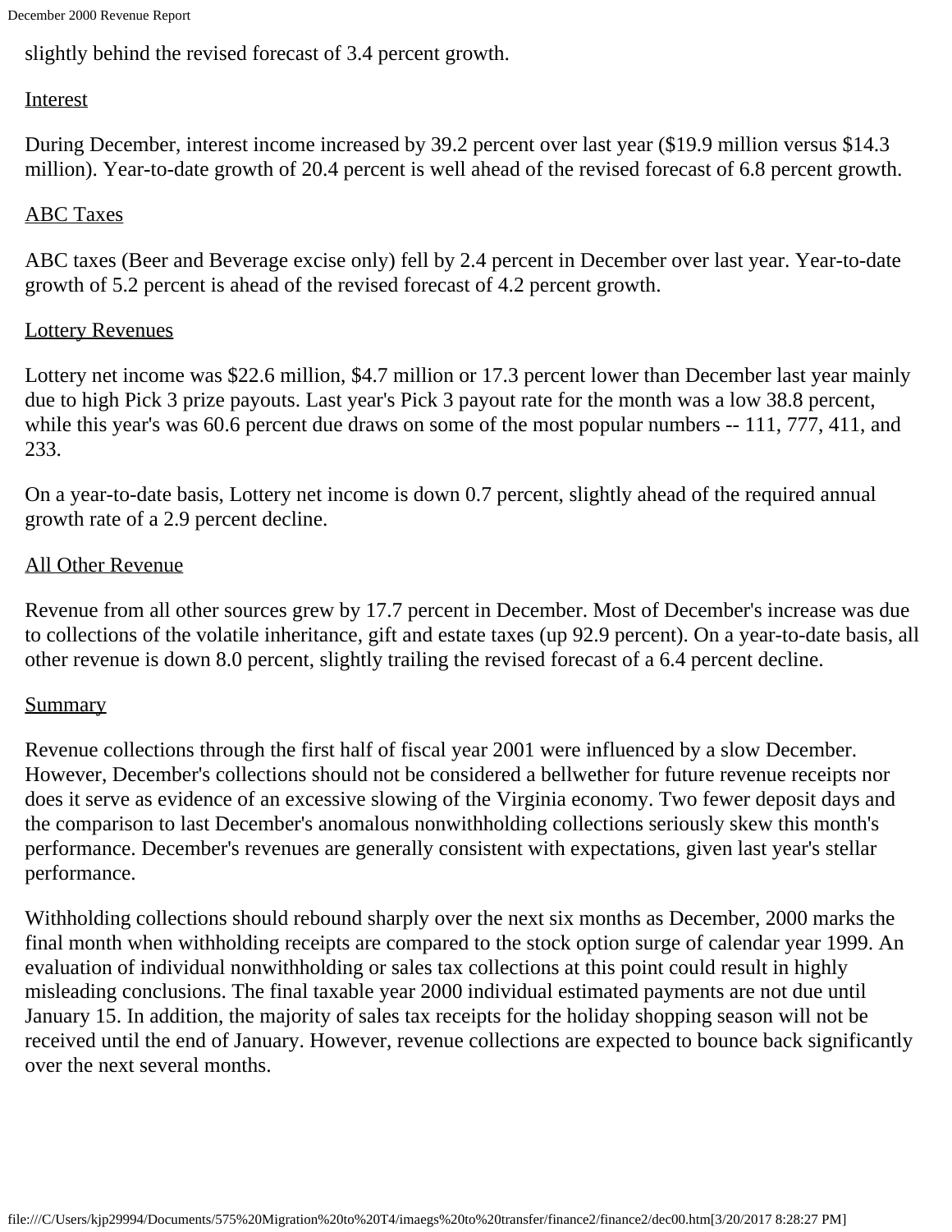slightly behind the revised forecast of 3.4 percent growth.

## Interest

During December, interest income increased by 39.2 percent over last year ($19.9 million versus $14.3 million). Year-to-date growth of 20.4 percent is well ahead of the revised forecast of 6.8 percent growth.

## ABC Taxes

ABC taxes (Beer and Beverage excise only) fell by 2.4 percent in December over last year. Year-to-date growth of 5.2 percent is ahead of the revised forecast of 4.2 percent growth.

## Lottery Revenues

Lottery net income was $22.6 million, $4.7 million or 17.3 percent lower than December last year mainly due to high Pick 3 prize payouts. Last year's Pick 3 payout rate for the month was a low 38.8 percent, while this year's was 60.6 percent due draws on some of the most popular numbers -- 111, 777, 411, and 233.

On a year-to-date basis, Lottery net income is down 0.7 percent, slightly ahead of the required annual growth rate of a 2.9 percent decline.

## All Other Revenue

Revenue from all other sources grew by 17.7 percent in December. Most of December's increase was due to collections of the volatile inheritance, gift and estate taxes (up 92.9 percent). On a year-to-date basis, all other revenue is down 8.0 percent, slightly trailing the revised forecast of a 6.4 percent decline.

## Summary

Revenue collections through the first half of fiscal year 2001 were influenced by a slow December. However, December's collections should not be considered a bellwether for future revenue receipts nor does it serve as evidence of an excessive slowing of the Virginia economy. Two fewer deposit days and the comparison to last December's anomalous nonwithholding collections seriously skew this month's performance. December's revenues are generally consistent with expectations, given last year's stellar performance.

Withholding collections should rebound sharply over the next six months as December, 2000 marks the final month when withholding receipts are compared to the stock option surge of calendar year 1999. An evaluation of individual nonwithholding or sales tax collections at this point could result in highly misleading conclusions. The final taxable year 2000 individual estimated payments are not due until January 15. In addition, the majority of sales tax receipts for the holiday shopping season will not be received until the end of January. However, revenue collections are expected to bounce back significantly over the next several months.